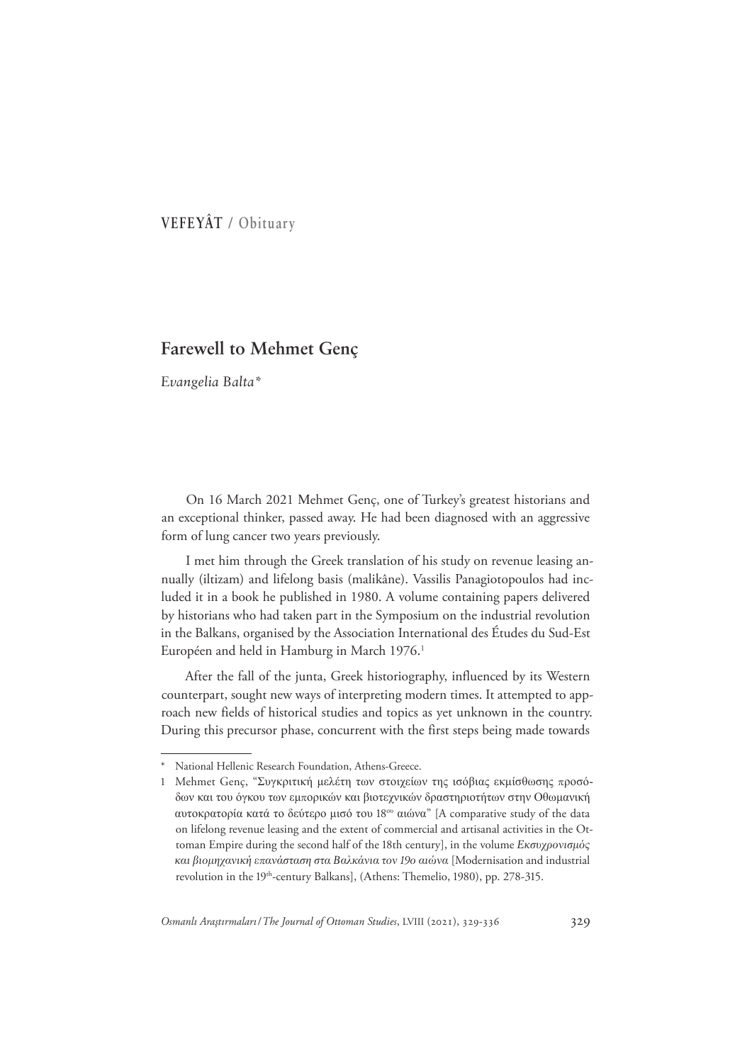**VEFEYÂT / Obituary**

# Farewell to Mehmet Genç

*Evangelia Balta**

On 16 March 2021 Mehmet Genç, one of Turkey's greatest historians and an exceptional thinker, passed away. He had been diagnosed with an aggressive form of lung cancer two years previously.

I met him through the Greek translation of his study on revenue leasing annually (iltizam) and lifelong basis (malikâne). Vassilis Panagiotopoulos had included it in a book he published in 1980. A volume containing papers delivered by historians who had taken part in the Symposium on the industrial revolution in the Balkans, organised by the Association International des Études du Sud-Est Européen and held in Hamburg in March 1976.[1]

After the fall of the junta, Greek historiography, influenced by its Western counterpart, sought new ways of interpreting modern times. It attempted to approach new fields of historical studies and topics as yet unknown in the country. During this precursor phase, concurrent with the first steps being made towards

---

* National Hellenic Research Foundation, Athens-Greece.

1 Mehmet Genç, "Συγκριτική μελέτη των στοιχείων της ισόβιας εκμίσθωσης προσόδων και του όγκου των εμπορικών και βιοτεχνικών δραστηριοτήτων στην Οθωμανική αυτοκρατορία κατά το δεύτερο μισό του 18ου αιώνα" [A comparative study of the data on lifelong revenue leasing and the extent of commercial and artisanal activities in the Ottoman Empire during the second half of the 18th century], in the volume *Εκσυγχρονισμός και βιομηχανική επανάσταση στα Βαλκάνια τον 19ο αιώνα* [Modernisation and industrial revolution in the 19th-century Balkans], (Athens: Themelio, 1980), pp. 278-315.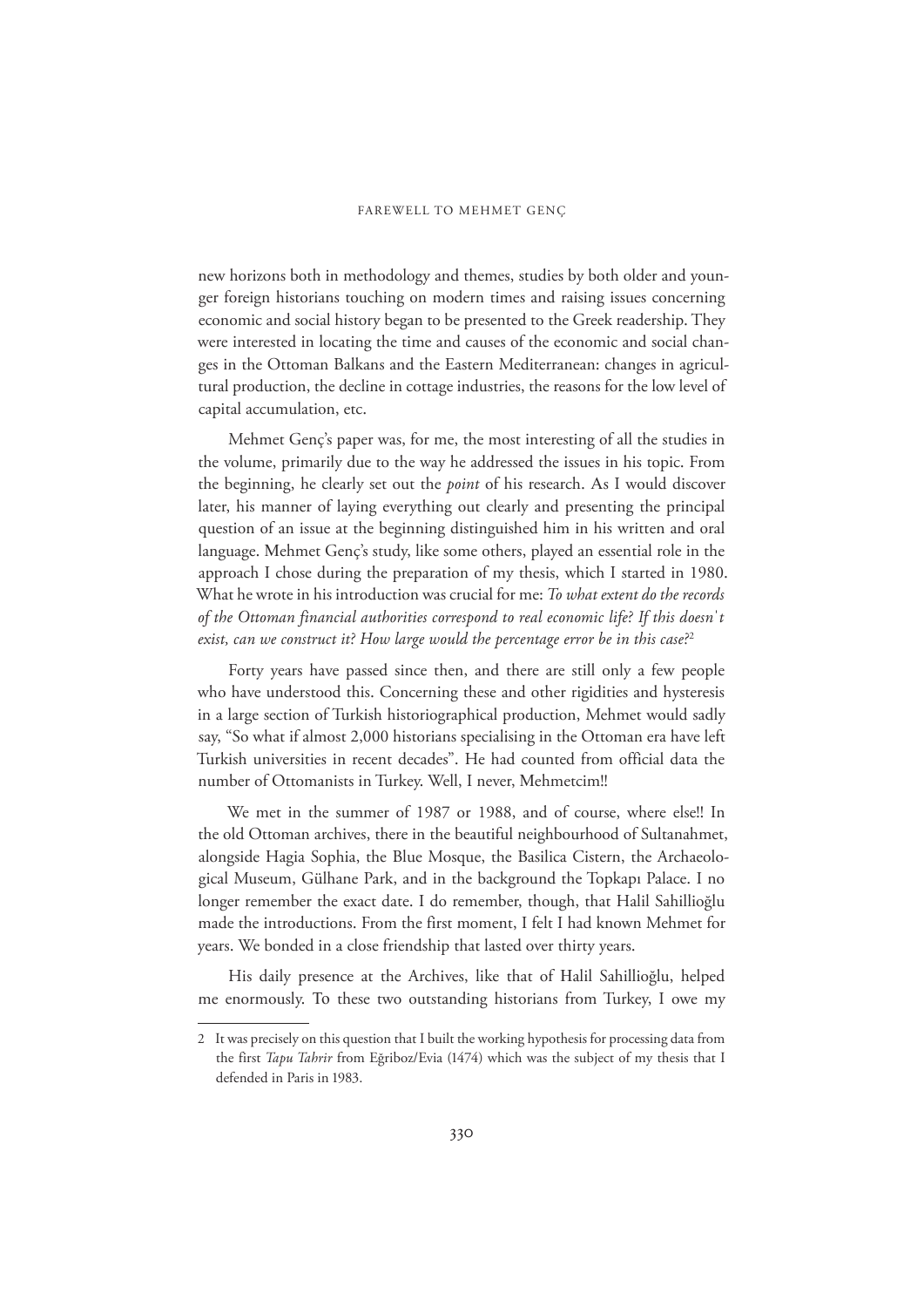new horizons both in methodology and themes, studies by both older and younger foreign historians touching on modern times and raising issues concerning economic and social history began to be presented to the Greek readership. They were interested in locating the time and causes of the economic and social changes in the Ottoman Balkans and the Eastern Mediterranean: changes in agricultural production, the decline in cottage industries, the reasons for the low level of capital accumulation, etc.

Mehmet Genç's paper was, for me, the most interesting of all the studies in the volume, primarily due to the way he addressed the issues in his topic. From the beginning, he clearly set out the *point* of his research. As I would discover later, his manner of laying everything out clearly and presenting the principal question of an issue at the beginning distinguished him in his written and oral language. Mehmet Genç's study, like some others, played an essential role in the approach I chose during the preparation of my thesis, which I started in 1980. What he wrote in his introduction was crucial for me: *To what extent do the records of the Ottoman financial authorities correspond to real economic life? If this doesn't exist, can we construct it? How large would the percentage error be in this case?*[2]

Forty years have passed since then, and there are still only a few people who have understood this. Concerning these and other rigidities and hysteresis in a large section of Turkish historiographical production, Mehmet would sadly say, "So what if almost 2,000 historians specialising in the Ottoman era have left Turkish universities in recent decades". He had counted from official data the number of Ottomanists in Turkey. Well, I never, Mehmetcim!!

We met in the summer of 1987 or 1988, and of course, where else!! In the old Ottoman archives, there in the beautiful neighbourhood of Sultanahmet, alongside Hagia Sophia, the Blue Mosque, the Basilica Cistern, the Archaeological Museum, Gülhane Park, and in the background the Topkapı Palace. I no longer remember the exact date. I do remember, though, that Halil Sahillioğlu made the introductions. From the first moment, I felt I had known Mehmet for years. We bonded in a close friendship that lasted over thirty years.

His daily presence at the Archives, like that of Halil Sahillioğlu, helped me enormously. To these two outstanding historians from Turkey, I owe my

---

2 It was precisely on this question that I built the working hypothesis for processing data from the first *Tapu Tahrir* from Eğriboz/Evia (1474) which was the subject of my thesis that I defended in Paris in 1983.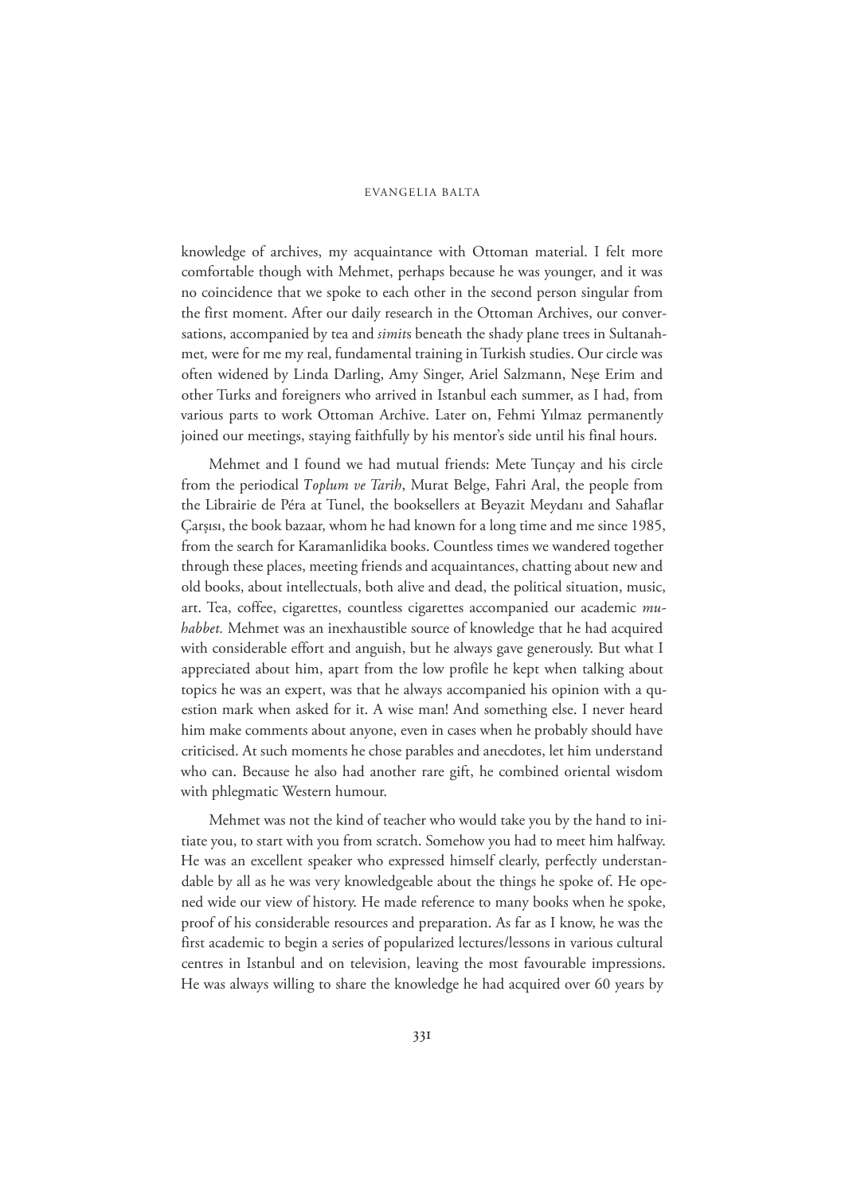knowledge of archives, my acquaintance with Ottoman material. I felt more comfortable though with Mehmet, perhaps because he was younger, and it was no coincidence that we spoke to each other in the second person singular from the first moment. After our daily research in the Ottoman Archives, our conversations, accompanied by tea and *simit*s beneath the shady plane trees in Sultanahmet, were for me my real, fundamental training in Turkish studies. Our circle was often widened by Linda Darling, Amy Singer, Ariel Salzmann, Neşe Erim and other Turks and foreigners who arrived in Istanbul each summer, as I had, from various parts to work Ottoman Archive. Later on, Fehmi Yılmaz permanently joined our meetings, staying faithfully by his mentor's side until his final hours.

Mehmet and I found we had mutual friends: Mete Tunçay and his circle from the periodical *Toplum ve Tarih*, Murat Belge, Fahri Aral, the people from the Librairie de Péra at Tunel, the booksellers at Beyazit Meydanı and Sahaflar Çarşısı, the book bazaar, whom he had known for a long time and me since 1985, from the search for Karamanlidika books. Countless times we wandered together through these places, meeting friends and acquaintances, chatting about new and old books, about intellectuals, both alive and dead, the political situation, music, art. Tea, coffee, cigarettes, countless cigarettes accompanied our academic *muhabbet.* Mehmet was an inexhaustible source of knowledge that he had acquired with considerable effort and anguish, but he always gave generously. But what I appreciated about him, apart from the low profile he kept when talking about topics he was an expert, was that he always accompanied his opinion with a question mark when asked for it. A wise man! And something else. I never heard him make comments about anyone, even in cases when he probably should have criticised. At such moments he chose parables and anecdotes, let him understand who can. Because he also had another rare gift, he combined oriental wisdom with phlegmatic Western humour.

Mehmet was not the kind of teacher who would take you by the hand to initiate you, to start with you from scratch. Somehow you had to meet him halfway. He was an excellent speaker who expressed himself clearly, perfectly understandable by all as he was very knowledgeable about the things he spoke of. He opened wide our view of history. He made reference to many books when he spoke, proof of his considerable resources and preparation. As far as I know, he was the first academic to begin a series of popularized lectures/lessons in various cultural centres in Istanbul and on television, leaving the most favourable impressions. He was always willing to share the knowledge he had acquired over 60 years by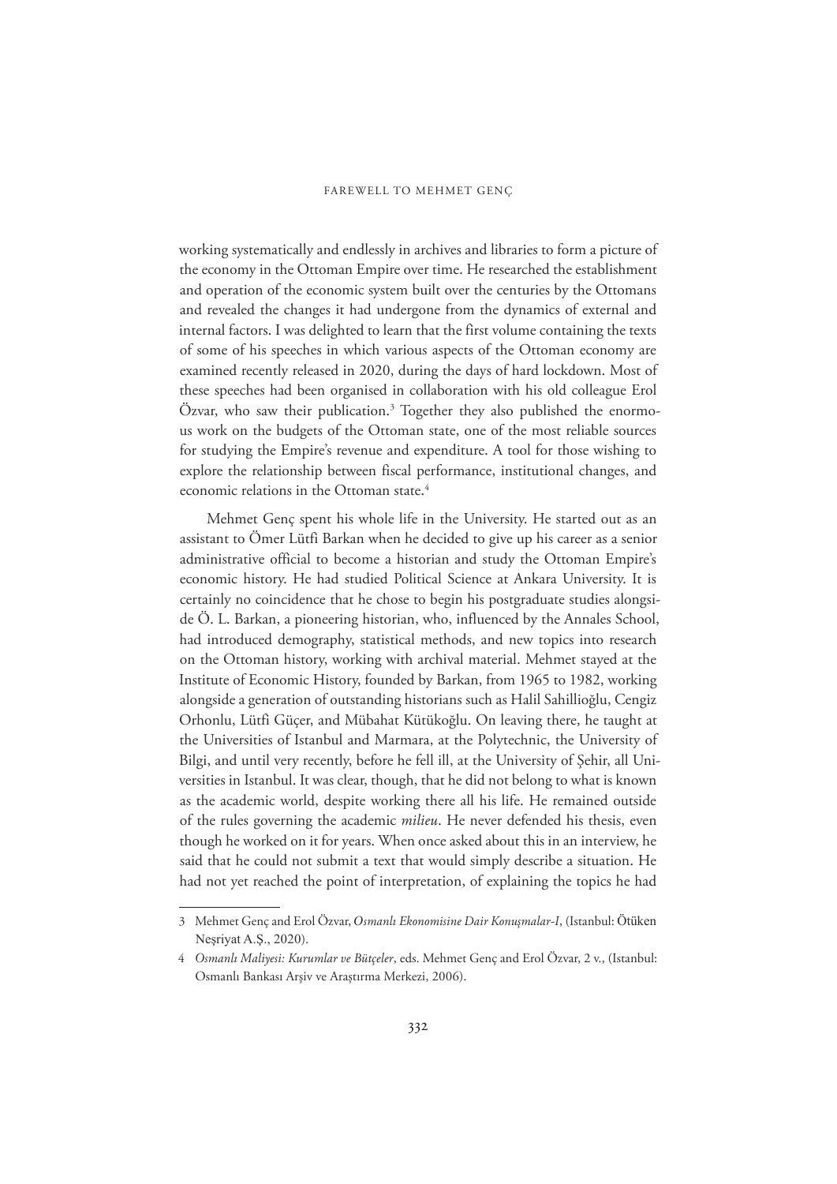working systematically and endlessly in archives and libraries to form a picture of the economy in the Ottoman Empire over time. He researched the establishment and operation of the economic system built over the centuries by the Ottomans and revealed the changes it had undergone from the dynamics of external and internal factors. I was delighted to learn that the first volume containing the texts of some of his speeches in which various aspects of the Ottoman economy are examined recently released in 2020, during the days of hard lockdown. Most of these speeches had been organised in collaboration with his old colleague Erol Özvar, who saw their publication.[3] Together they also published the enormous work on the budgets of the Ottoman state, one of the most reliable sources for studying the Empire's revenue and expenditure. A tool for those wishing to explore the relationship between fiscal performance, institutional changes, and economic relations in the Ottoman state.[4]

Mehmet Genç spent his whole life in the University. He started out as an assistant to Ömer Lütfi Barkan when he decided to give up his career as a senior administrative official to become a historian and study the Ottoman Empire's economic history. He had studied Political Science at Ankara University. It is certainly no coincidence that he chose to begin his postgraduate studies alongside Ö. L. Barkan, a pioneering historian, who, influenced by the Annales School, had introduced demography, statistical methods, and new topics into research on the Ottoman history, working with archival material. Mehmet stayed at the Institute of Economic History, founded by Barkan, from 1965 to 1982, working alongside a generation of outstanding historians such as Halil Sahillioğlu, Cengiz Orhonlu, Lütfi Güçer, and Mübahat Kütükoğlu. On leaving there, he taught at the Universities of Istanbul and Marmara, at the Polytechnic, the University of Bilgi, and until very recently, before he fell ill, at the University of Şehir, all Universities in Istanbul. It was clear, though, that he did not belong to what is known as the academic world, despite working there all his life. He remained outside of the rules governing the academic *milieu*. He never defended his thesis, even though he worked on it for years. When once asked about this in an interview, he said that he could not submit a text that would simply describe a situation. He had not yet reached the point of interpretation, of explaining the topics he had

---

3 Mehmet Genç and Erol Özvar, *Osmanlı Ekonomisine Dair Konuşmalar-I*, (Istanbul: Ötüken Neşriyat A.Ş., 2020).

4 *Osmanlı Maliyesi: Kurumlar ve Bütçeler*, eds. Mehmet Genç and Erol Özvar, 2 v., (Istanbul: Osmanlı Bankası Arşiv ve Araştırma Merkezi, 2006).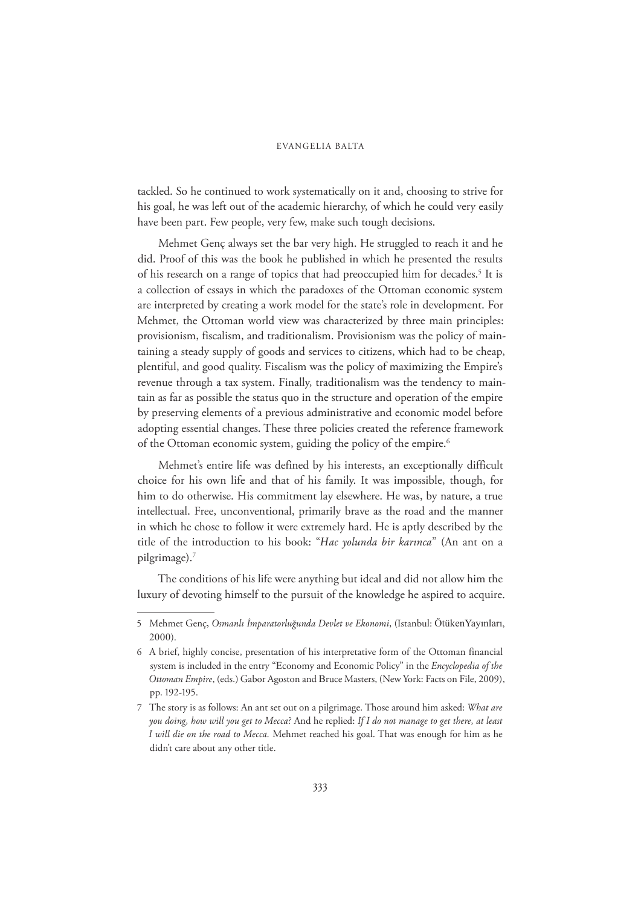tackled. So he continued to work systematically on it and, choosing to strive for his goal, he was left out of the academic hierarchy, of which he could very easily have been part. Few people, very few, make such tough decisions.

Mehmet Genç always set the bar very high. He struggled to reach it and he did. Proof of this was the book he published in which he presented the results of his research on a range of topics that had preoccupied him for decades.[5] It is a collection of essays in which the paradoxes of the Ottoman economic system are interpreted by creating a work model for the state's role in development. For Mehmet, the Ottoman world view was characterized by three main principles: provisionism, fiscalism, and traditionalism. Provisionism was the policy of maintaining a steady supply of goods and services to citizens, which had to be cheap, plentiful, and good quality. Fiscalism was the policy of maximizing the Empire's revenue through a tax system. Finally, traditionalism was the tendency to maintain as far as possible the status quo in the structure and operation of the empire by preserving elements of a previous administrative and economic model before adopting essential changes. These three policies created the reference framework of the Ottoman economic system, guiding the policy of the empire.[6]

Mehmet's entire life was defined by his interests, an exceptionally difficult choice for his own life and that of his family. It was impossible, though, for him to do otherwise. His commitment lay elsewhere. He was, by nature, a true intellectual. Free, unconventional, primarily brave as the road and the manner in which he chose to follow it were extremely hard. He is aptly described by the title of the introduction to his book: "*Hac yolunda bir karınca*" (An ant on a pilgrimage).[7]

The conditions of his life were anything but ideal and did not allow him the luxury of devoting himself to the pursuit of the knowledge he aspired to acquire.

---

5 Mehmet Genç, *Osmanlı İmparatorluğunda Devlet ve Ekonomi*, (Istanbul: ÖtükenYayınları, 2000).

6 A brief, highly concise, presentation of his interpretative form of the Ottoman financial system is included in the entry "Economy and Economic Policy" in the *Encyclopedia of the Ottoman Empire*, (eds.) Gabor Agoston and Bruce Masters, (New York: Facts on File, 2009), pp. 192-195.

7 The story is as follows: An ant set out on a pilgrimage. Those around him asked: *What are you doing, how will you get to Mecca?* And he replied: *If I do not manage to get there, at least I will die on the road to Mecca.* Mehmet reached his goal. That was enough for him as he didn't care about any other title.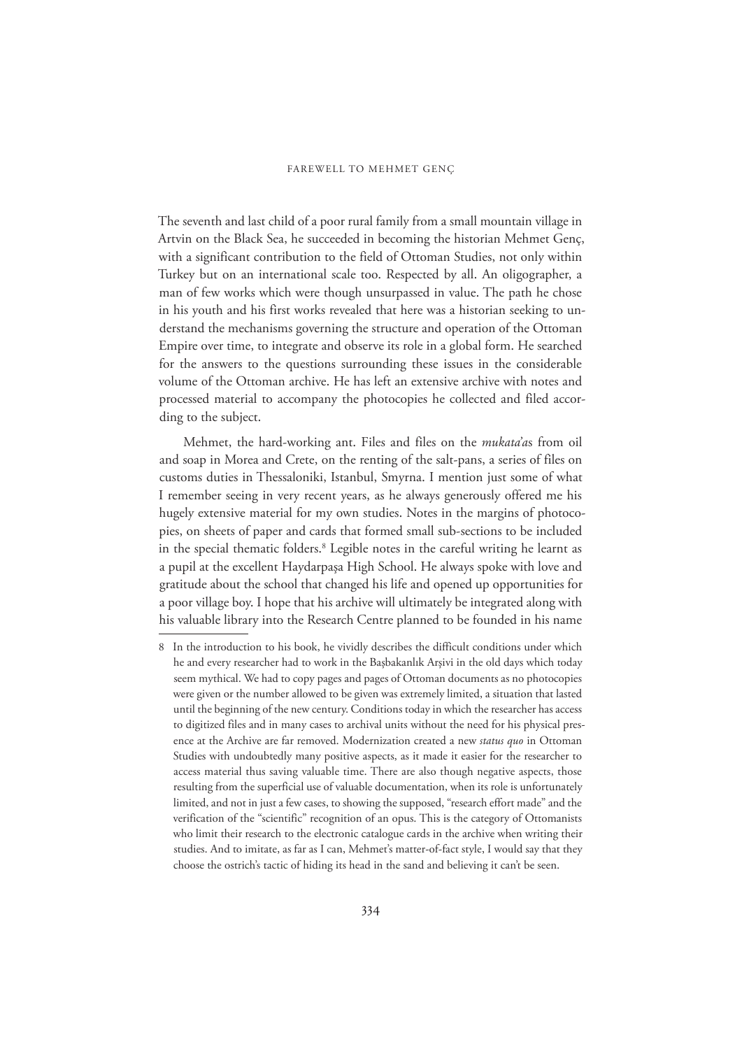The seventh and last child of a poor rural family from a small mountain village in Artvin on the Black Sea, he succeeded in becoming the historian Mehmet Genç, with a significant contribution to the field of Ottoman Studies, not only within Turkey but on an international scale too. Respected by all. An oligographer, a man of few works which were though unsurpassed in value. The path he chose in his youth and his first works revealed that here was a historian seeking to understand the mechanisms governing the structure and operation of the Ottoman Empire over time, to integrate and observe its role in a global form. He searched for the answers to the questions surrounding these issues in the considerable volume of the Ottoman archive. He has left an extensive archive with notes and processed material to accompany the photocopies he collected and filed according to the subject.

Mehmet, the hard-working ant. Files and files on the *mukata'a*s from oil and soap in Morea and Crete, on the renting of the salt-pans, a series of files on customs duties in Thessaloniki, Istanbul, Smyrna. I mention just some of what I remember seeing in very recent years, as he always generously offered me his hugely extensive material for my own studies. Notes in the margins of photocopies, on sheets of paper and cards that formed small sub-sections to be included in the special thematic folders.[8] Legible notes in the careful writing he learnt as a pupil at the excellent Haydarpaşa High School. He always spoke with love and gratitude about the school that changed his life and opened up opportunities for a poor village boy. I hope that his archive will ultimately be integrated along with his valuable library into the Research Centre planned to be founded in his name

8 In the introduction to his book, he vividly describes the difficult conditions under which he and every researcher had to work in the Başbakanlık Arşivi in the old days which today seem mythical. We had to copy pages and pages of Ottoman documents as no photocopies were given or the number allowed to be given was extremely limited, a situation that lasted until the beginning of the new century. Conditions today in which the researcher has access to digitized files and in many cases to archival units without the need for his physical presence at the Archive are far removed. Modernization created a new *status quo* in Ottoman Studies with undoubtedly many positive aspects, as it made it easier for the researcher to access material thus saving valuable time. There are also though negative aspects, those resulting from the superficial use of valuable documentation, when its role is unfortunately limited, and not in just a few cases, to showing the supposed, "research effort made" and the verification of the "scientific" recognition of an opus. This is the category of Ottomanists who limit their research to the electronic catalogue cards in the archive when writing their studies. And to imitate, as far as I can, Mehmet's matter-of-fact style, I would say that they choose the ostrich's tactic of hiding its head in the sand and believing it can't be seen.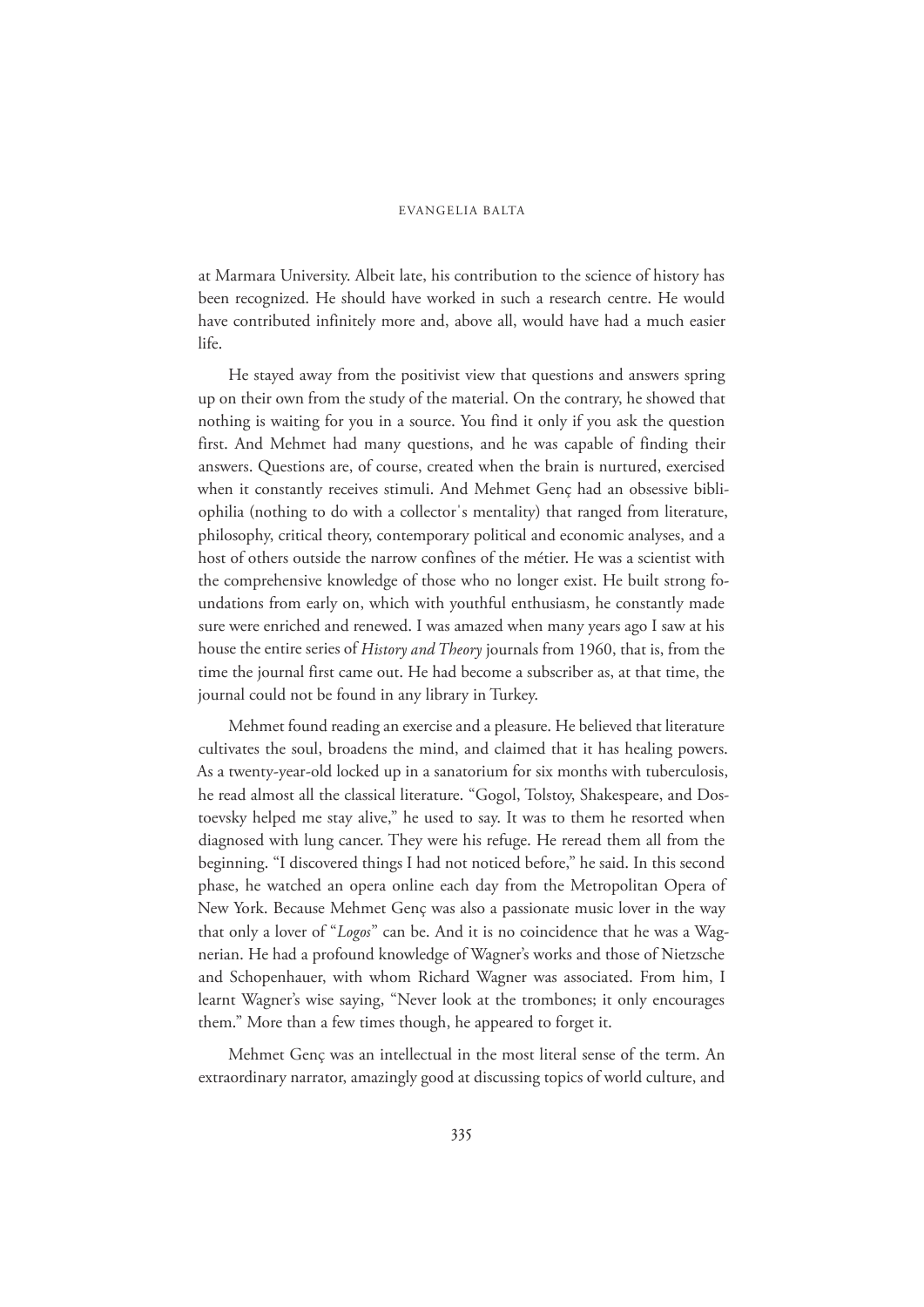at Marmara University. Albeit late, his contribution to the science of history has been recognized. He should have worked in such a research centre. He would have contributed infinitely more and, above all, would have had a much easier life.

He stayed away from the positivist view that questions and answers spring up on their own from the study of the material. On the contrary, he showed that nothing is waiting for you in a source. You find it only if you ask the question first. And Mehmet had many questions, and he was capable of finding their answers. Questions are, of course, created when the brain is nurtured, exercised when it constantly receives stimuli. And Mehmet Genç had an obsessive bibliophilia (nothing to do with a collector's mentality) that ranged from literature, philosophy, critical theory, contemporary political and economic analyses, and a host of others outside the narrow confines of the métier. He was a scientist with the comprehensive knowledge of those who no longer exist. He built strong foundations from early on, which with youthful enthusiasm, he constantly made sure were enriched and renewed. I was amazed when many years ago I saw at his house the entire series of *History and Theory* journals from 1960, that is, from the time the journal first came out. He had become a subscriber as, at that time, the journal could not be found in any library in Turkey.

Mehmet found reading an exercise and a pleasure. He believed that literature cultivates the soul, broadens the mind, and claimed that it has healing powers. As a twenty-year-old locked up in a sanatorium for six months with tuberculosis, he read almost all the classical literature. "Gogol, Tolstoy, Shakespeare, and Dostoevsky helped me stay alive," he used to say. It was to them he resorted when diagnosed with lung cancer. They were his refuge. He reread them all from the beginning. "I discovered things I had not noticed before," he said. In this second phase, he watched an opera online each day from the Metropolitan Opera of New York. Because Mehmet Genç was also a passionate music lover in the way that only a lover of "*Logos*" can be. And it is no coincidence that he was a Wagnerian. He had a profound knowledge of Wagner's works and those of Nietzsche and Schopenhauer, with whom Richard Wagner was associated. From him, I learnt Wagner's wise saying, "Never look at the trombones; it only encourages them." More than a few times though, he appeared to forget it.

Mehmet Genç was an intellectual in the most literal sense of the term. An extraordinary narrator, amazingly good at discussing topics of world culture, and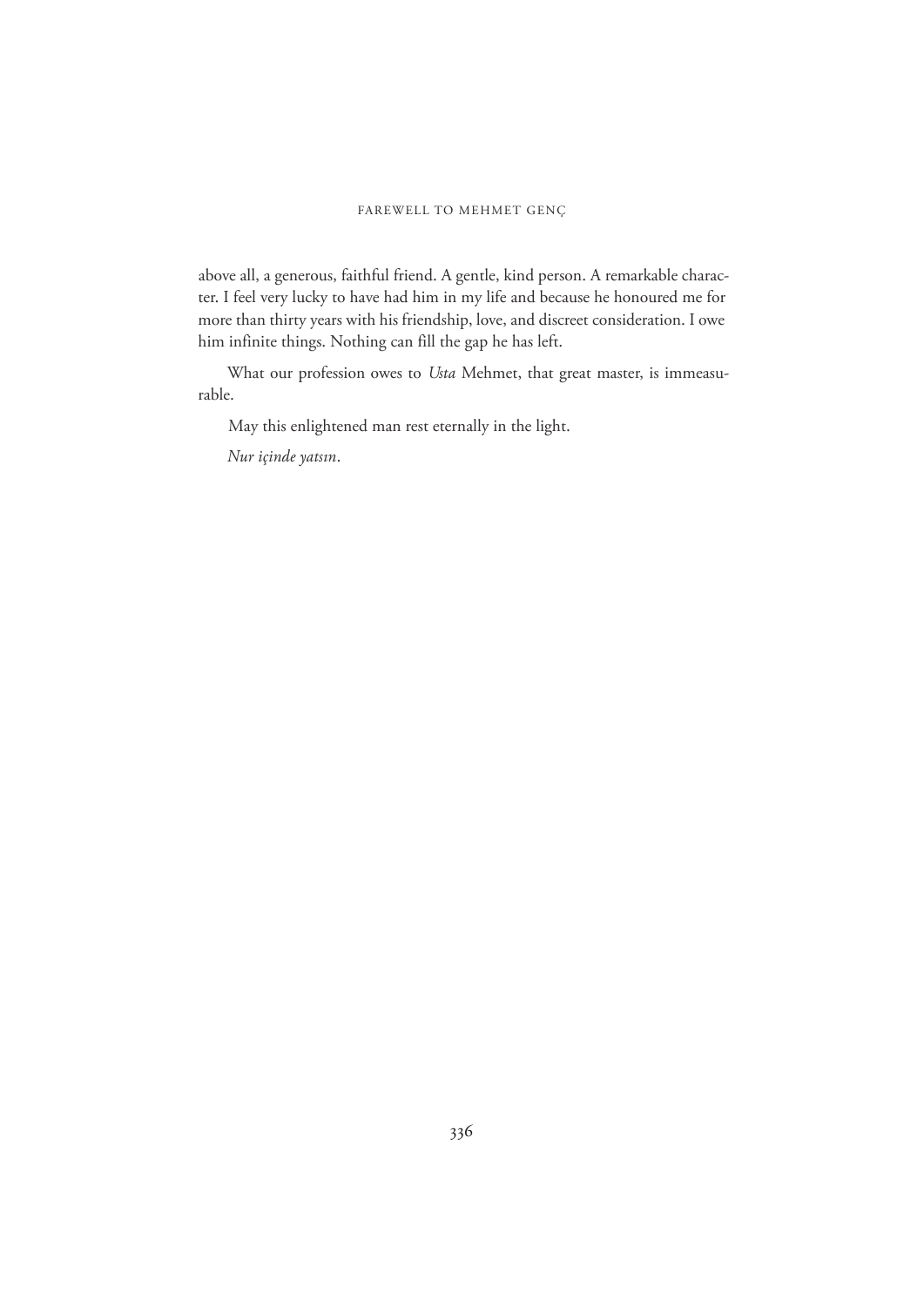above all, a generous, faithful friend. A gentle, kind person. A remarkable character. I feel very lucky to have had him in my life and because he honoured me for more than thirty years with his friendship, love, and discreet consideration. I owe him infinite things. Nothing can fill the gap he has left.

What our profession owes to *Usta* Mehmet, that great master, is immeasurable.

May this enlightened man rest eternally in the light.

*Nur içinde yatsın*.